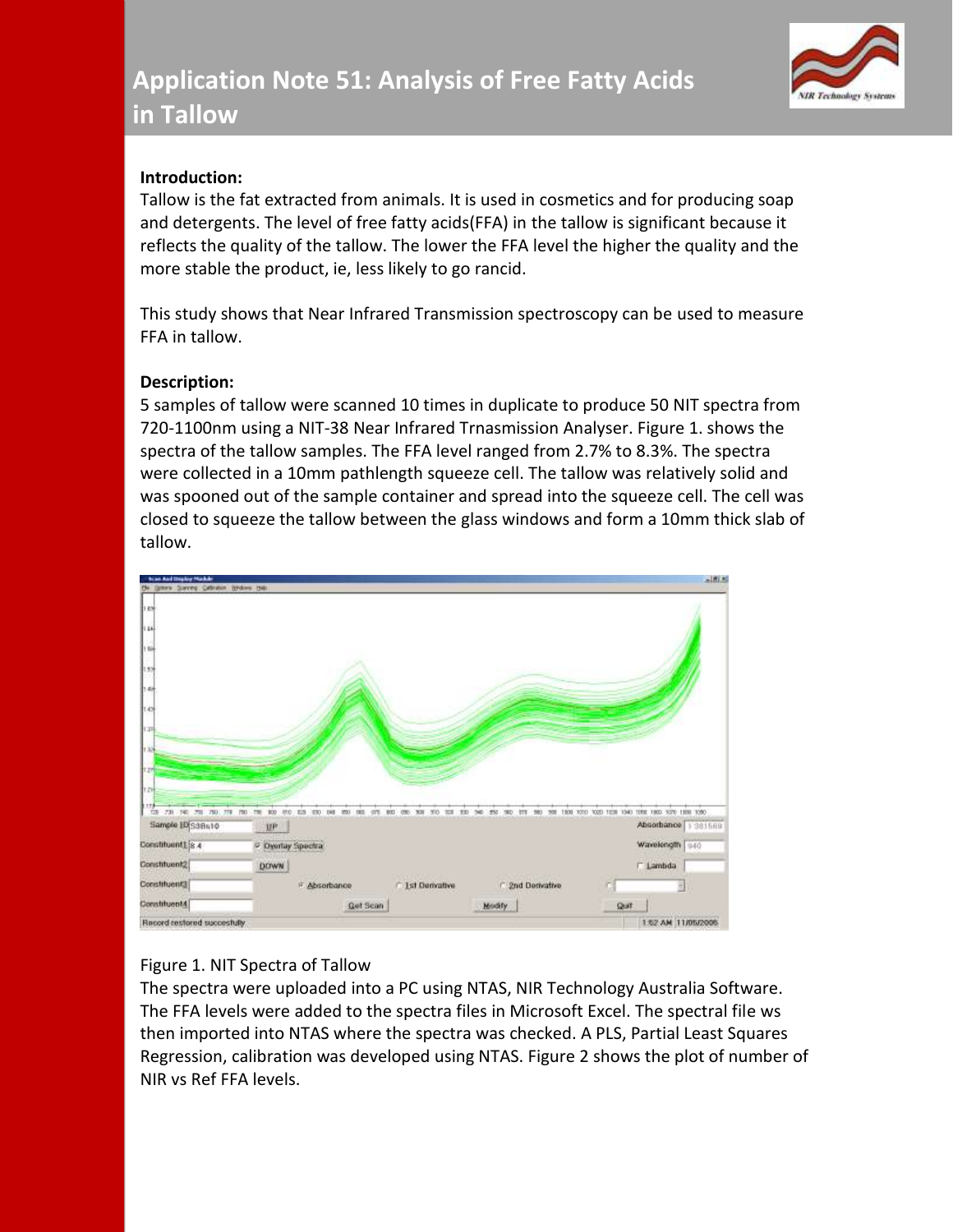# Application Note 51: Analysis of Free Fatty Acids in Tallow

**Introduction:**

Tallow is the fat extracted from animals. It is used in cosmetics and for producing soap and detergents. The level of free fatty acids(FFA) in the tallow is significant because it reflects the quality of the tallow. The lower the FFA level the higher the quality and the more stable the product, ie, less likely to go rancid.

This study shows that Near Infrared Transmission spectroscopy can be used to measure FFA in tallow.

**Description:**

5 samples of tallow were scanned 10 times in duplicate to produce 50 NIT spectra from 720-1100nm using a NIT-38 Near Infrared Trnasmission Analyser. Figure 1. shows the spectra of the tallow samples. The FFA level ranged from 2.7% to 8.3%. The spectra were collected in a 10mm pathlength squeeze cell. The tallow was relatively solid and was spooned out of the sample container and spread into the squeeze cell. The cell was closed to squeeze the tallow between the glass windows and form a 10mm thick slab of tallow.

Figure 1. NIT Spectra of Tallow

The spectra were uploaded into a PC using NTAS, NIR Technology Australia Software. The FFA levels were added to the spectra files in Microsoft Excel. The spectral file ws then imported into NTAS where the spectra was checked. A PLS, Partial Least Squares Regression, calibration was developed using NTAS. Figure 2 shows the plot of number of NIR vs Ref FFA levels.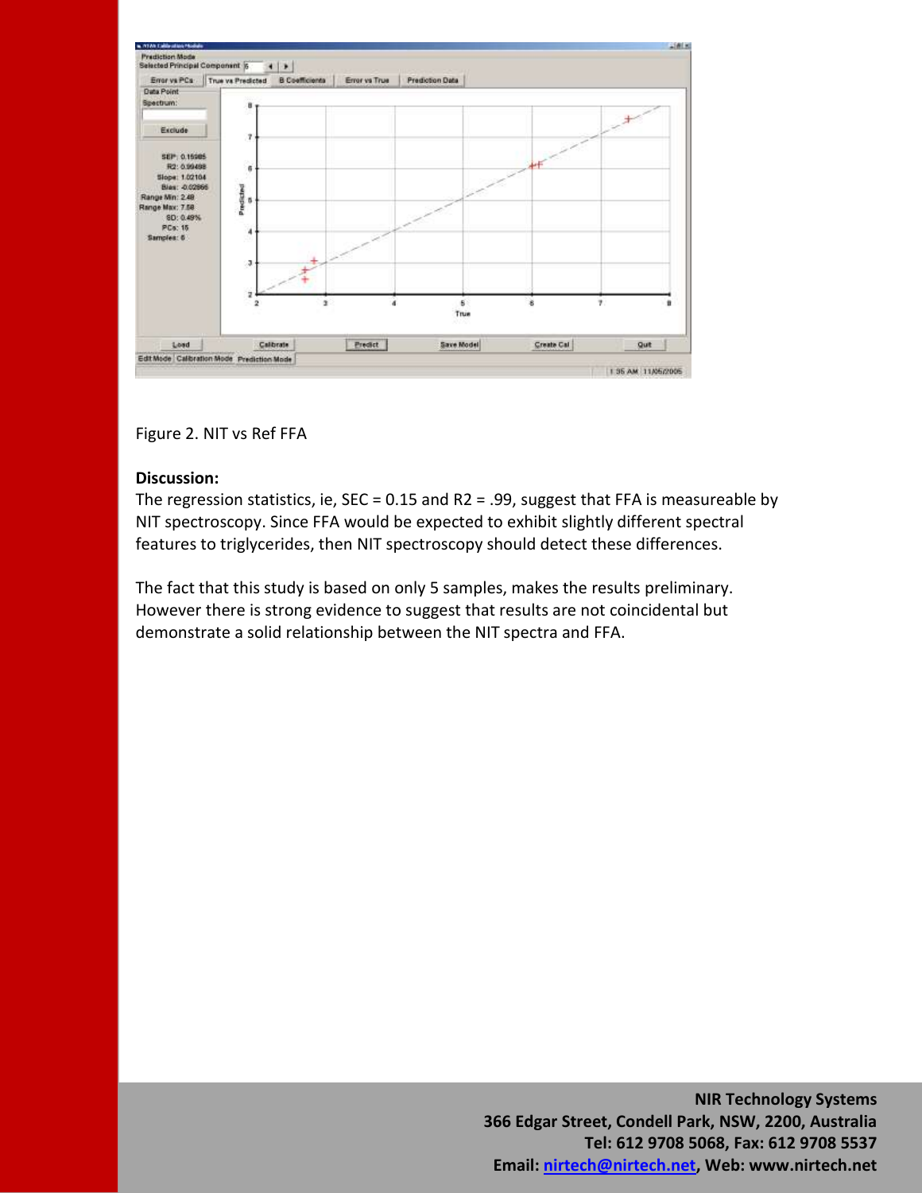Prediction Mode
Selected Principal Component 5

Error vs PCs | True vs Predicted | B Coefficients | Error vs True | Prediction Data

Data Point
Spectrum:
Exclude

SEP: 0.15985
R2: 0.99498
Slope: 1.02104
Bias: -0.02866
Range Min: 2.48
Range Max: 7.58
SD: 0.49%
PCs: 15
Samples: 6

Predicted

True

Load | Calibrate | Predict | Save Model | Create Cal | Quit

Edit Mode | Calibration Mode | Prediction Mode

1:35 AM 11/05/2005

Figure 2. NIT vs Ref FFA

**Discussion:**

The regression statistics, ie, SEC = 0.15 and R2 = .99, suggest that FFA is measureable by NIT spectroscopy. Since FFA would be expected to exhibit slightly different spectral features to triglycerides, then NIT spectroscopy should detect these differences.

The fact that this study is based on only 5 samples, makes the results preliminary. However there is strong evidence to suggest that results are not coincidental but demonstrate a solid relationship between the NIT spectra and FFA.

**NIR Technology Systems**
**366 Edgar Street, Condell Park, NSW, 2200, Australia**
**Tel: 612 9708 5068, Fax: 612 9708 5537**
**Email: nirtech@nirtech.net, Web: www.nirtech.net**